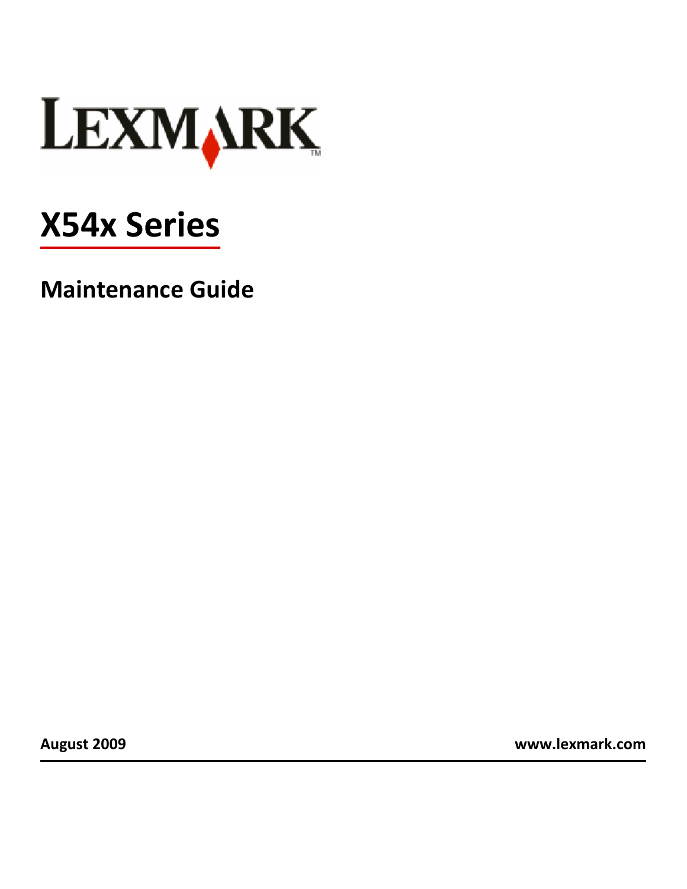LEXMARK

# X54x Series

## Maintenance Guide

**August 2009** **www.lexmark.com**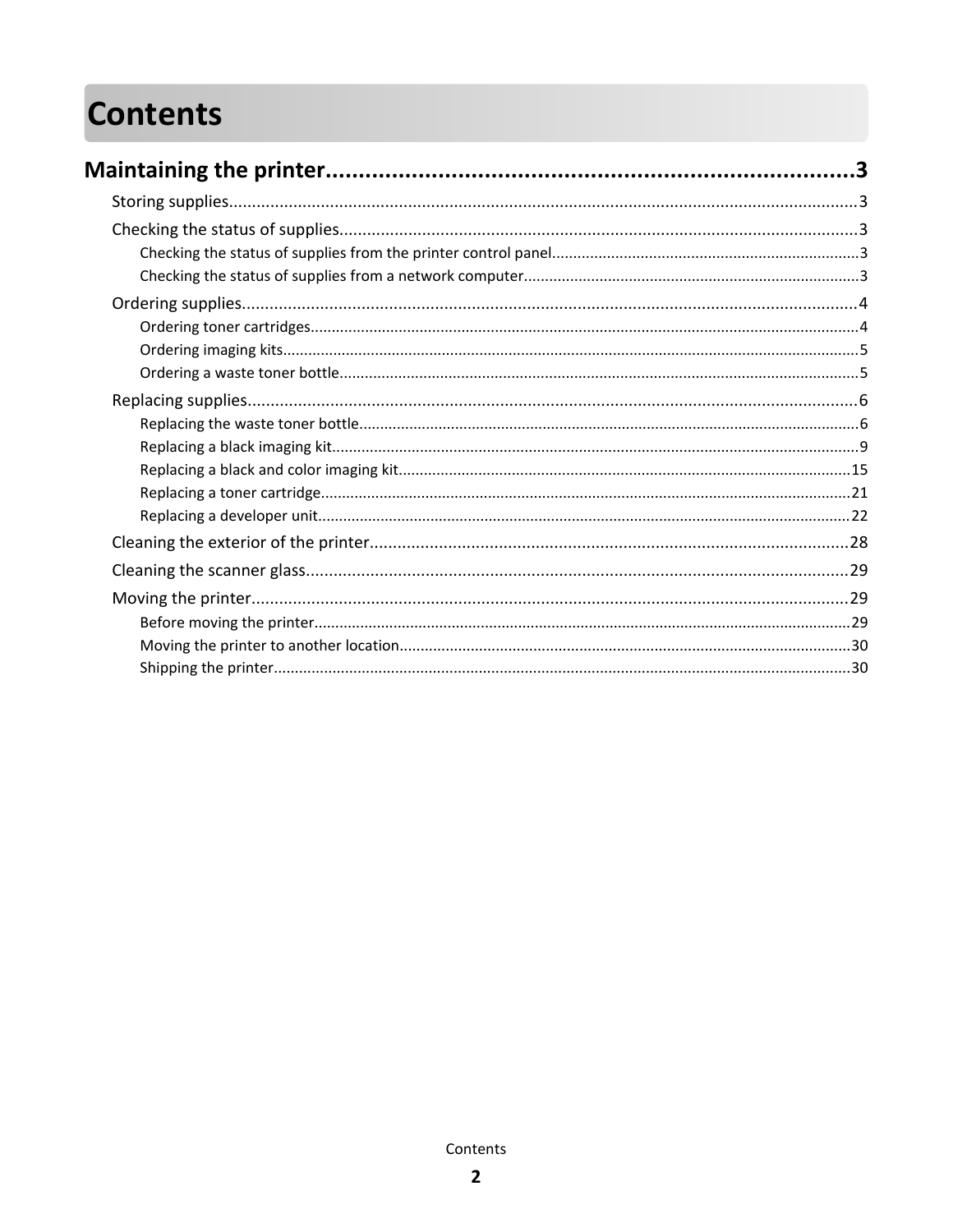# Contents

**Maintaining the printer....................................................................................3**

- Storing supplies.........................................................................................................3
- Checking the status of supplies.................................................................................3
  - Checking the status of supplies from the printer control panel..............................3
  - Checking the status of supplies from a network computer.....................................3
- Ordering supplies.......................................................................................................4
  - Ordering toner cartridges.......................................................................................4
  - Ordering imaging kits..............................................................................................5
  - Ordering a waste toner bottle..................................................................................5
- Replacing supplies.....................................................................................................6
  - Replacing the waste toner bottle.............................................................................6
  - Replacing a black imaging kit..................................................................................9
  - Replacing a black and color imaging kit................................................................15
  - Replacing a toner cartridge...................................................................................21
  - Replacing a developer unit.....................................................................................22
- Cleaning the exterior of the printer.........................................................................28
- Cleaning the scanner glass......................................................................................29
- Moving the printer...................................................................................................29
  - Before moving the printer......................................................................................29
  - Moving the printer to another location...................................................................30
  - Shipping the printer...............................................................................................30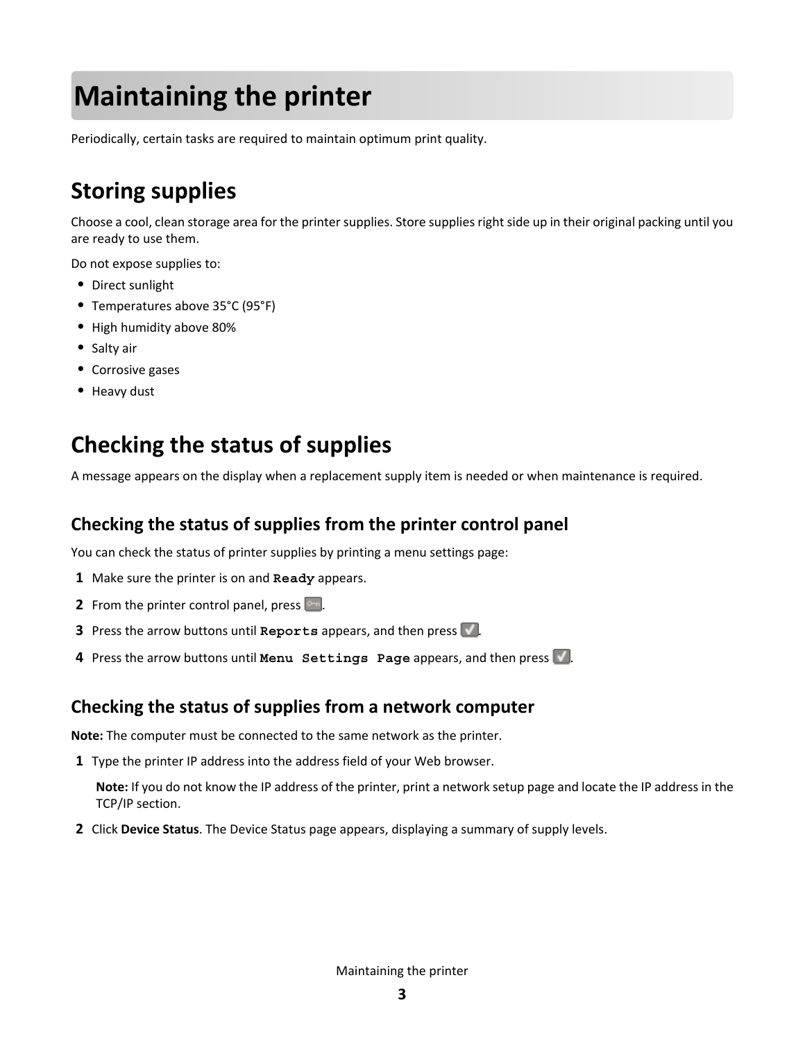# Maintaining the printer

Periodically, certain tasks are required to maintain optimum print quality.

## Storing supplies

Choose a cool, clean storage area for the printer supplies. Store supplies right side up in their original packing until you are ready to use them.

Do not expose supplies to:

- Direct sunlight
- Temperatures above 35°C (95°F)
- High humidity above 80%
- Salty air
- Corrosive gases
- Heavy dust

## Checking the status of supplies

A message appears on the display when a replacement supply item is needed or when maintenance is required.

### Checking the status of supplies from the printer control panel

You can check the status of printer supplies by printing a menu settings page:

1. Make sure the printer is on and **`Ready`** appears.
2. From the printer control panel, press .
3. Press the arrow buttons until **`Reports`** appears, and then press .
4. Press the arrow buttons until **`Menu Settings Page`** appears, and then press .

### Checking the status of supplies from a network computer

**Note:** The computer must be connected to the same network as the printer.

1. Type the printer IP address into the address field of your Web browser.

   **Note:** If you do not know the IP address of the printer, print a network setup page and locate the IP address in the TCP/IP section.

2. Click **Device Status**. The Device Status page appears, displaying a summary of supply levels.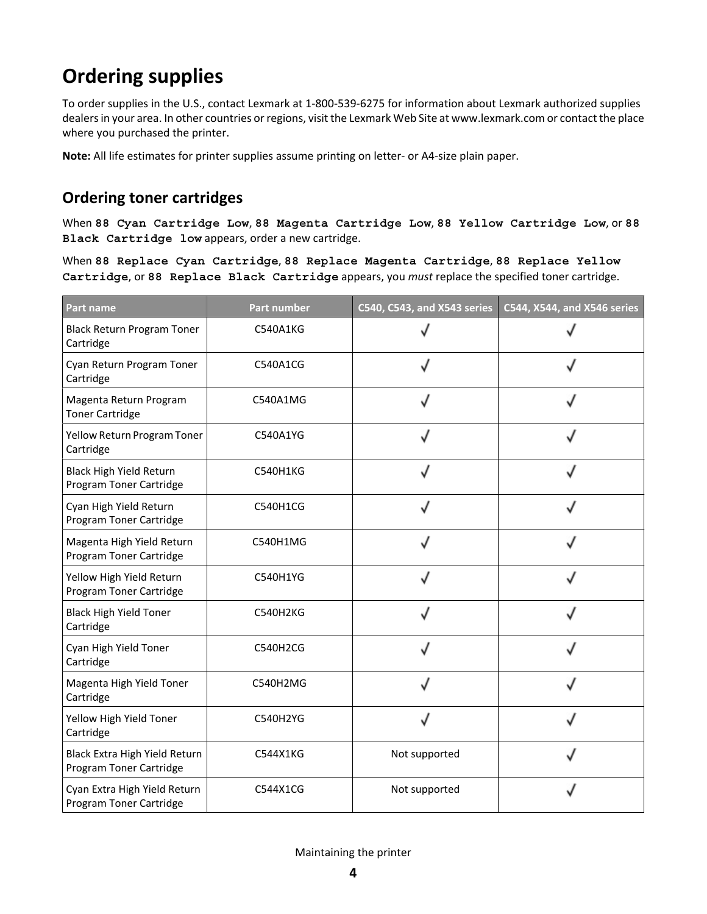# Ordering supplies

To order supplies in the U.S., contact Lexmark at 1-800-539-6275 for information about Lexmark authorized supplies dealers in your area. In other countries or regions, visit the Lexmark Web Site at www.lexmark.com or contact the place where you purchased the printer.

**Note:** All life estimates for printer supplies assume printing on letter- or A4-size plain paper.

## Ordering toner cartridges

When `88 Cyan Cartridge Low`, `88 Magenta Cartridge Low`, `88 Yellow Cartridge Low`, or `88 Black Cartridge low` appears, order a new cartridge.

When `88 Replace Cyan Cartridge`, `88 Replace Magenta Cartridge`, `88 Replace Yellow Cartridge`, or `88 Replace Black Cartridge` appears, you *must* replace the specified toner cartridge.

| Part name | Part number | C540, C543, and X543 series | C544, X544, and X546 series |
|---|---|---|---|
| Black Return Program Toner Cartridge | C540A1KG | ✓ | ✓ |
| Cyan Return Program Toner Cartridge | C540A1CG | ✓ | ✓ |
| Magenta Return Program Toner Cartridge | C540A1MG | ✓ | ✓ |
| Yellow Return Program Toner Cartridge | C540A1YG | ✓ | ✓ |
| Black High Yield Return Program Toner Cartridge | C540H1KG | ✓ | ✓ |
| Cyan High Yield Return Program Toner Cartridge | C540H1CG | ✓ | ✓ |
| Magenta High Yield Return Program Toner Cartridge | C540H1MG | ✓ | ✓ |
| Yellow High Yield Return Program Toner Cartridge | C540H1YG | ✓ | ✓ |
| Black High Yield Toner Cartridge | C540H2KG | ✓ | ✓ |
| Cyan High Yield Toner Cartridge | C540H2CG | ✓ | ✓ |
| Magenta High Yield Toner Cartridge | C540H2MG | ✓ | ✓ |
| Yellow High Yield Toner Cartridge | C540H2YG | ✓ | ✓ |
| Black Extra High Yield Return Program Toner Cartridge | C544X1KG | Not supported | ✓ |
| Cyan Extra High Yield Return Program Toner Cartridge | C544X1CG | Not supported | ✓ |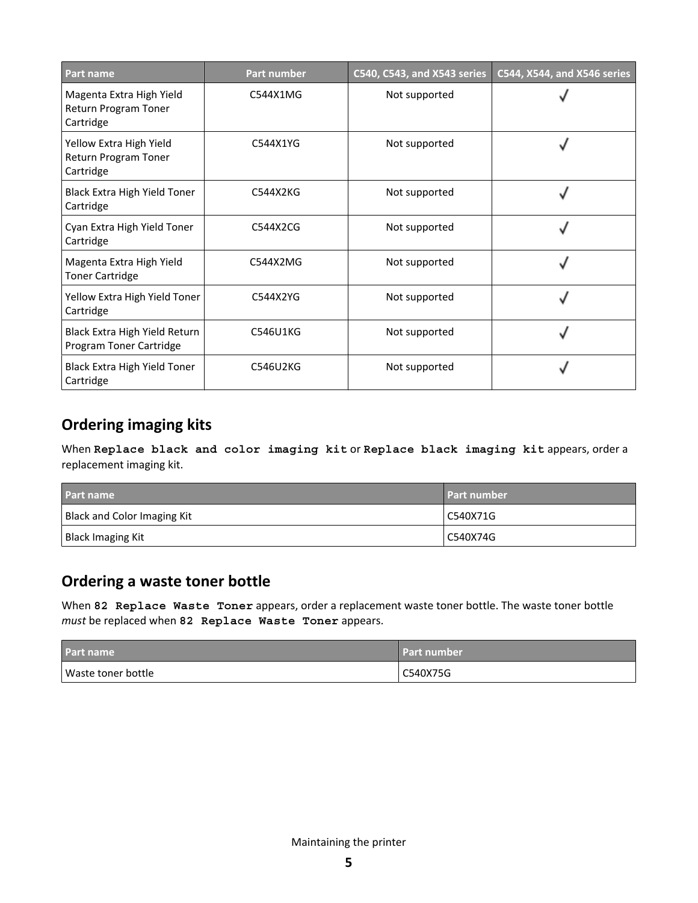| Part name | Part number | C540, C543, and X543 series | C544, X544, and X546 series |
|---|---|---|---|
| Magenta Extra High Yield Return Program Toner Cartridge | C544X1MG | Not supported | ✓ |
| Yellow Extra High Yield Return Program Toner Cartridge | C544X1YG | Not supported | ✓ |
| Black Extra High Yield Toner Cartridge | C544X2KG | Not supported | ✓ |
| Cyan Extra High Yield Toner Cartridge | C544X2CG | Not supported | ✓ |
| Magenta Extra High Yield Toner Cartridge | C544X2MG | Not supported | ✓ |
| Yellow Extra High Yield Toner Cartridge | C544X2YG | Not supported | ✓ |
| Black Extra High Yield Return Program Toner Cartridge | C546U1KG | Not supported | ✓ |
| Black Extra High Yield Toner Cartridge | C546U2KG | Not supported | ✓ |

## Ordering imaging kits

When **Replace black and color imaging kit** or **Replace black imaging kit** appears, order a replacement imaging kit.

| Part name | Part number |
|---|---|
| Black and Color Imaging Kit | C540X71G |
| Black Imaging Kit | C540X74G |

## Ordering a waste toner bottle

When **82 Replace Waste Toner** appears, order a replacement waste toner bottle. The waste toner bottle *must* be replaced when **82 Replace Waste Toner** appears.

| Part name | Part number |
|---|---|
| Waste toner bottle | C540X75G |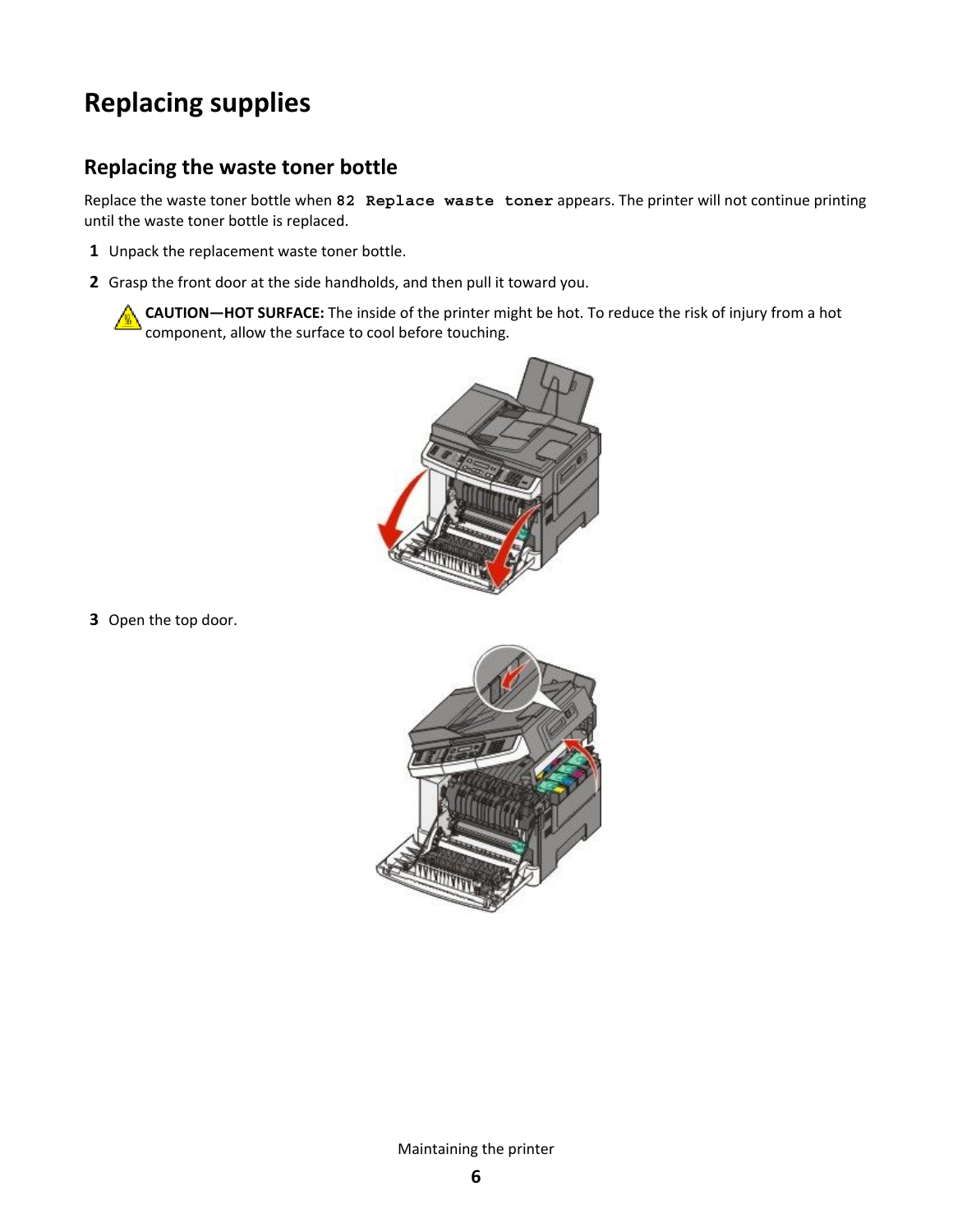# Replacing supplies

## Replacing the waste toner bottle

Replace the waste toner bottle when `82 Replace waste toner` appears. The printer will not continue printing until the waste toner bottle is replaced.

1. Unpack the replacement waste toner bottle.
2. Grasp the front door at the side handholds, and then pull it toward you.

   **CAUTION—HOT SURFACE:** The inside of the printer might be hot. To reduce the risk of injury from a hot component, allow the surface to cool before touching.

3. Open the top door.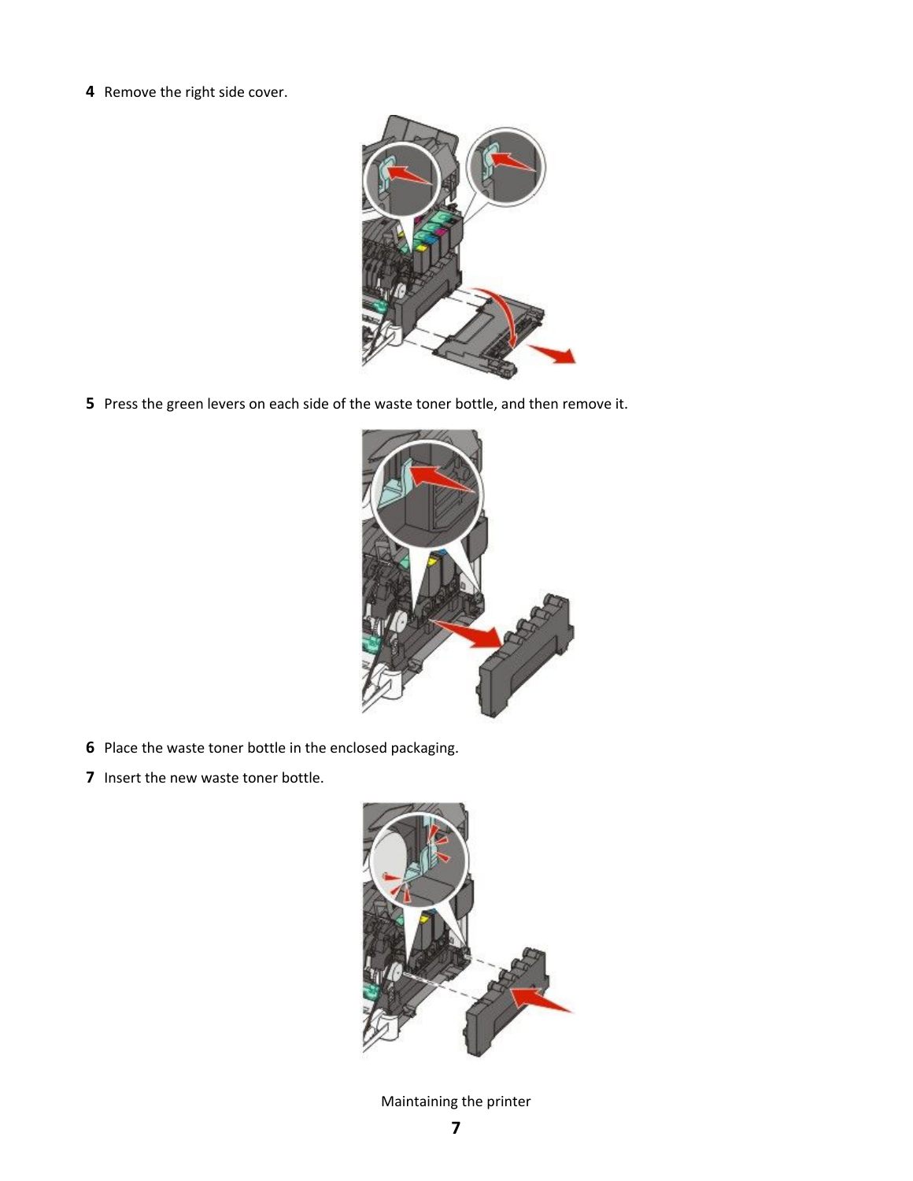4 Remove the right side cover.

5 Press the green levers on each side of the waste toner bottle, and then remove it.

6 Place the waste toner bottle in the enclosed packaging.

7 Insert the new waste toner bottle.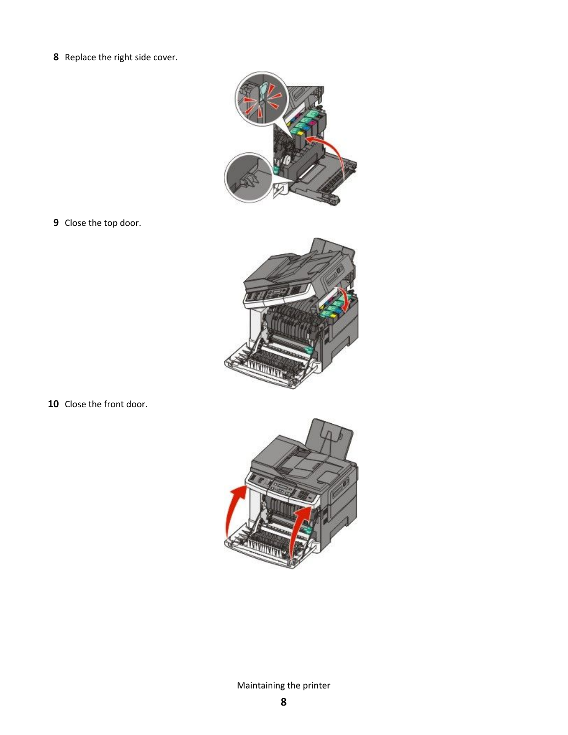8 Replace the right side cover.

9 Close the top door.

10 Close the front door.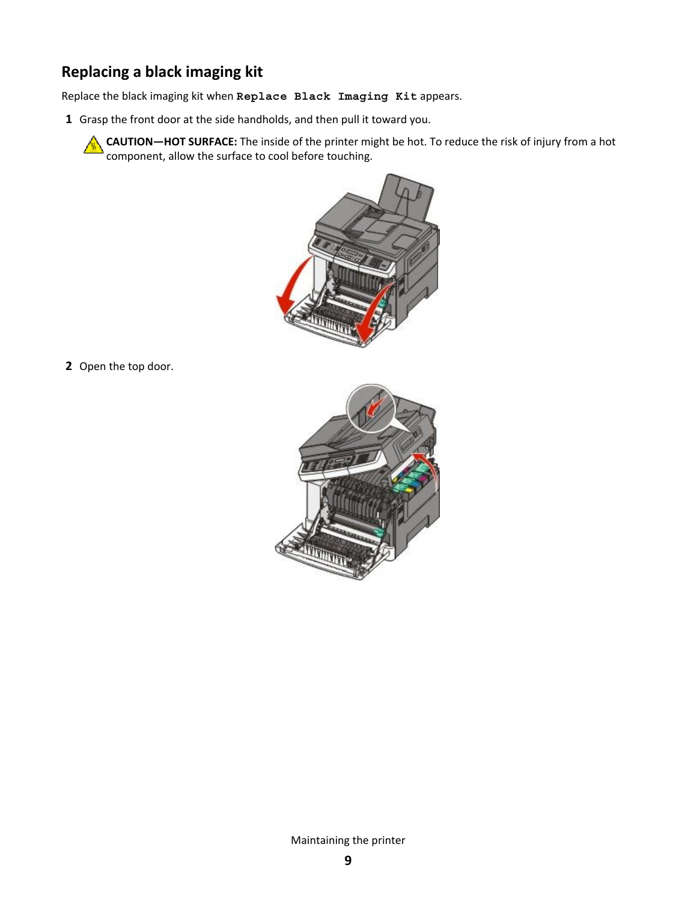## Replacing a black imaging kit

Replace the black imaging kit when `Replace Black Imaging Kit` appears.

1. Grasp the front door at the side handholds, and then pull it toward you.

   **CAUTION—HOT SURFACE:** The inside of the printer might be hot. To reduce the risk of injury from a hot component, allow the surface to cool before touching.

2. Open the top door.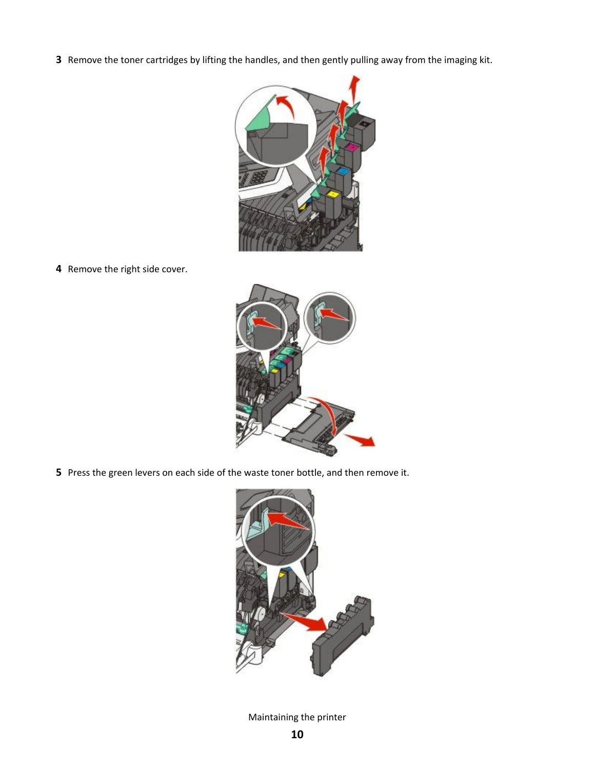3. Remove the toner cartridges by lifting the handles, and then gently pulling away from the imaging kit.

4. Remove the right side cover.

5. Press the green levers on each side of the waste toner bottle, and then remove it.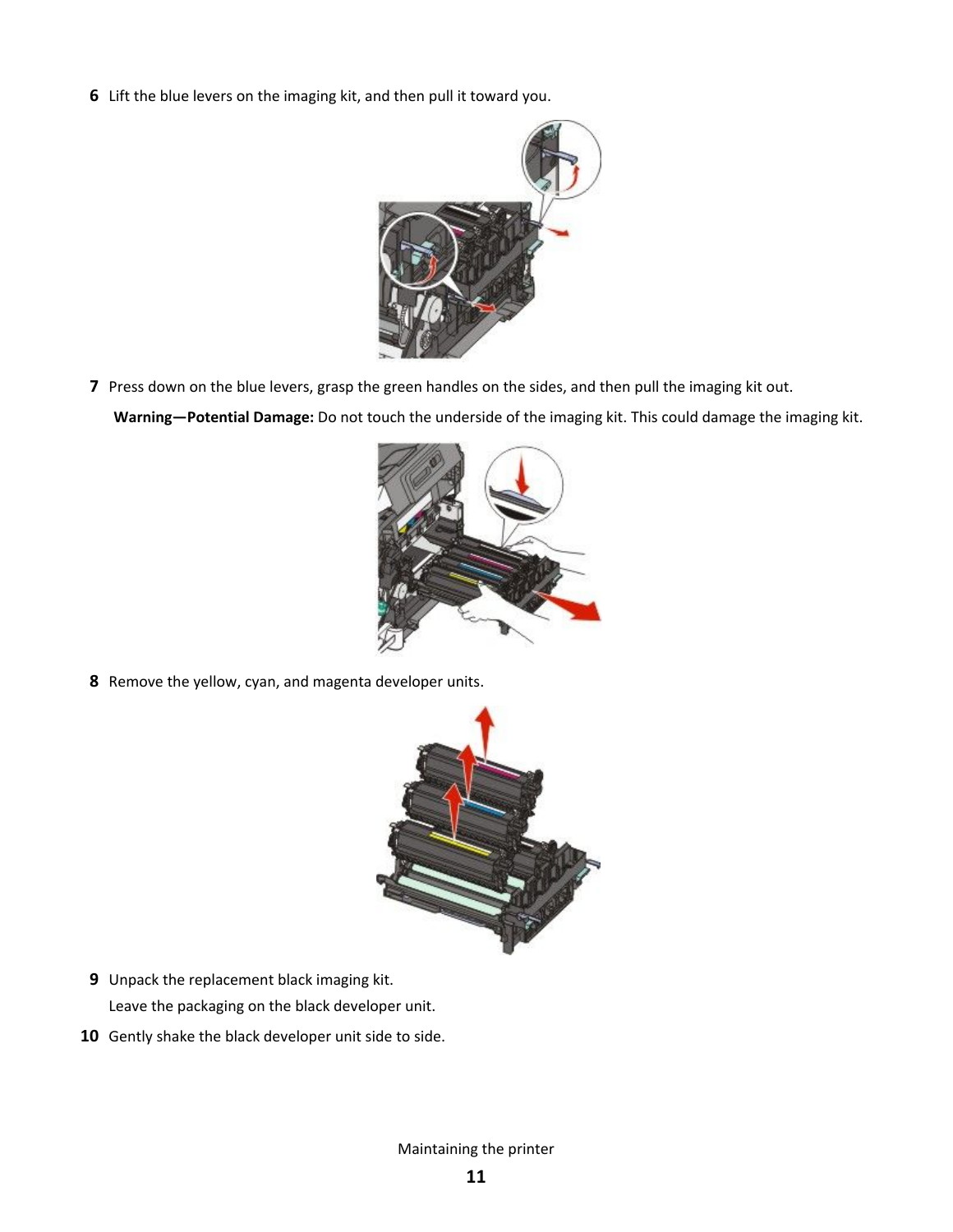6 Lift the blue levers on the imaging kit, and then pull it toward you.

7 Press down on the blue levers, grasp the green handles on the sides, and then pull the imaging kit out.

   **Warning—Potential Damage:** Do not touch the underside of the imaging kit. This could damage the imaging kit.

8 Remove the yellow, cyan, and magenta developer units.

9 Unpack the replacement black imaging kit.

   Leave the packaging on the black developer unit.

10 Gently shake the black developer unit side to side.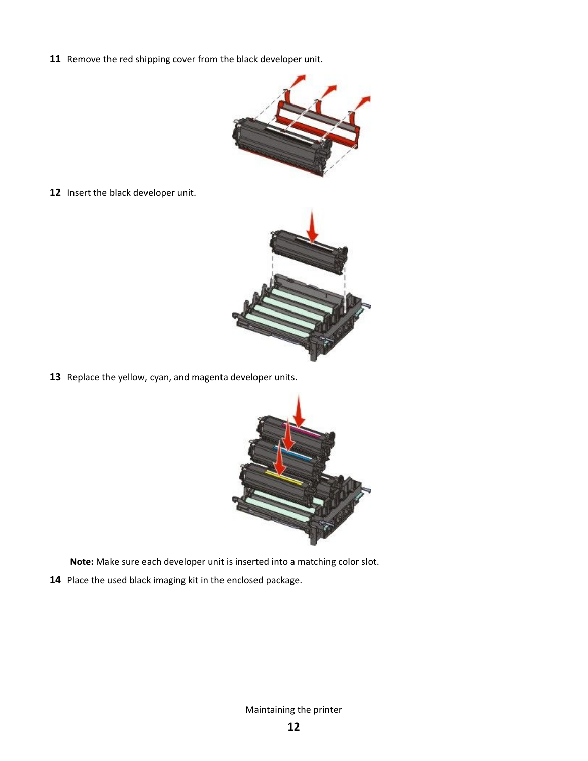11 Remove the red shipping cover from the black developer unit.

12 Insert the black developer unit.

13 Replace the yellow, cyan, and magenta developer units.

**Note:** Make sure each developer unit is inserted into a matching color slot.

14 Place the used black imaging kit in the enclosed package.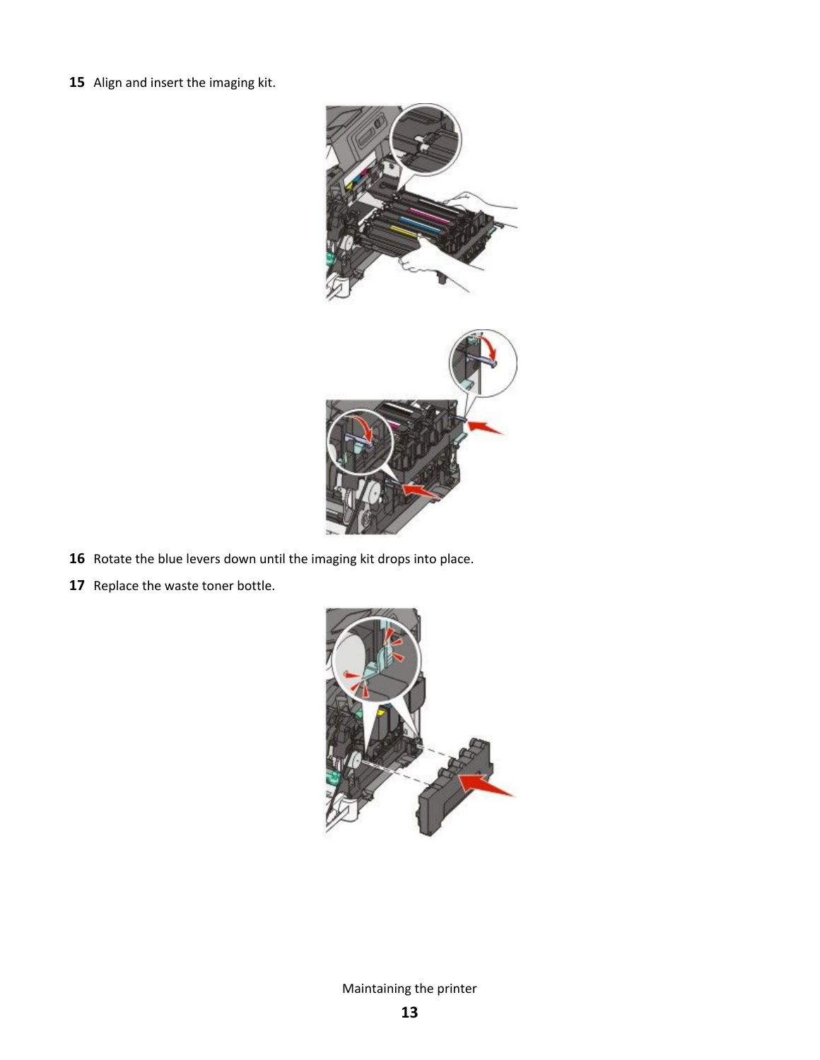15 Align and insert the imaging kit.

16 Rotate the blue levers down until the imaging kit drops into place.

17 Replace the waste toner bottle.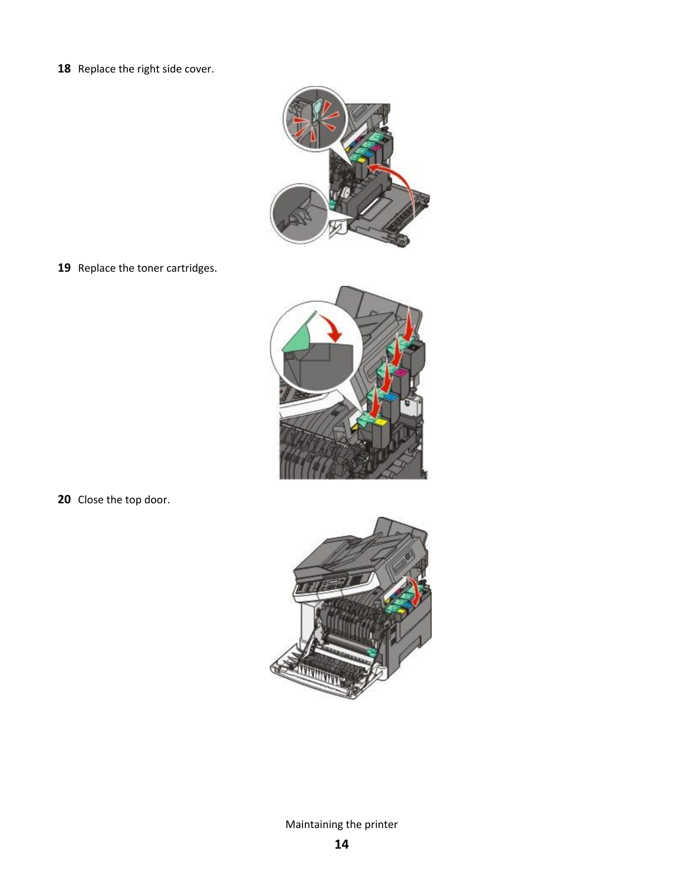18 Replace the right side cover.

19 Replace the toner cartridges.

20 Close the top door.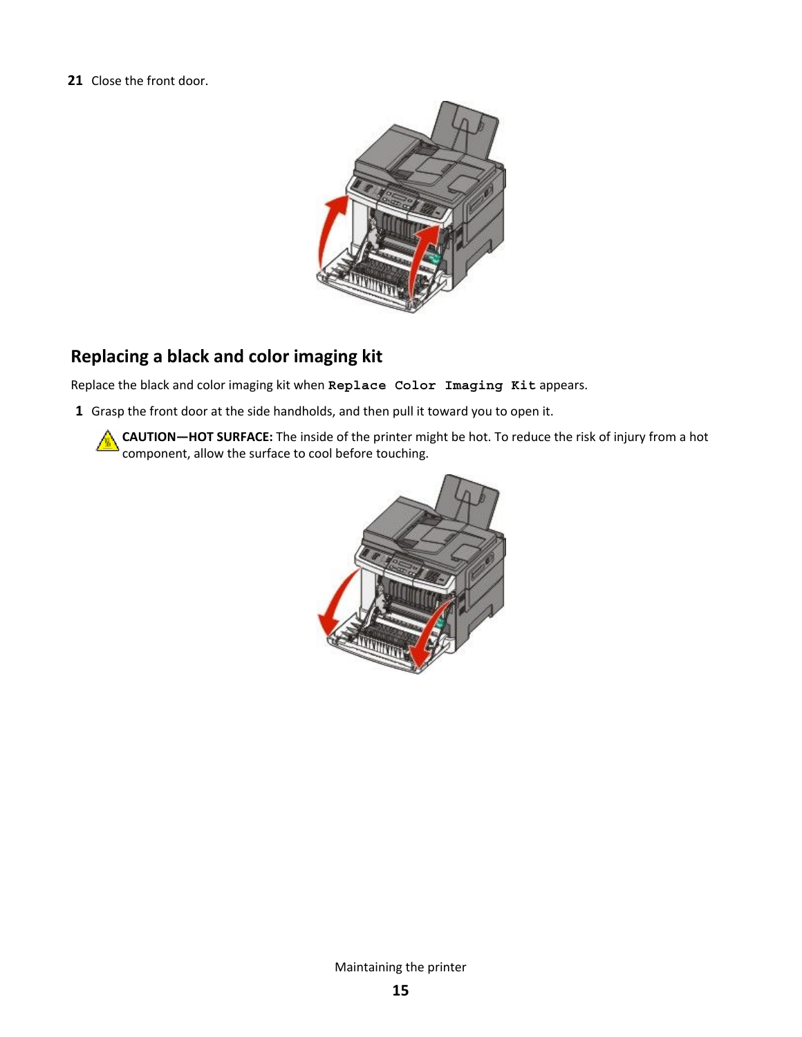21 Close the front door.

## Replacing a black and color imaging kit

Replace the black and color imaging kit when `Replace Color Imaging Kit` appears.

1 Grasp the front door at the side handholds, and then pull it toward you to open it.

**CAUTION—HOT SURFACE:** The inside of the printer might be hot. To reduce the risk of injury from a hot component, allow the surface to cool before touching.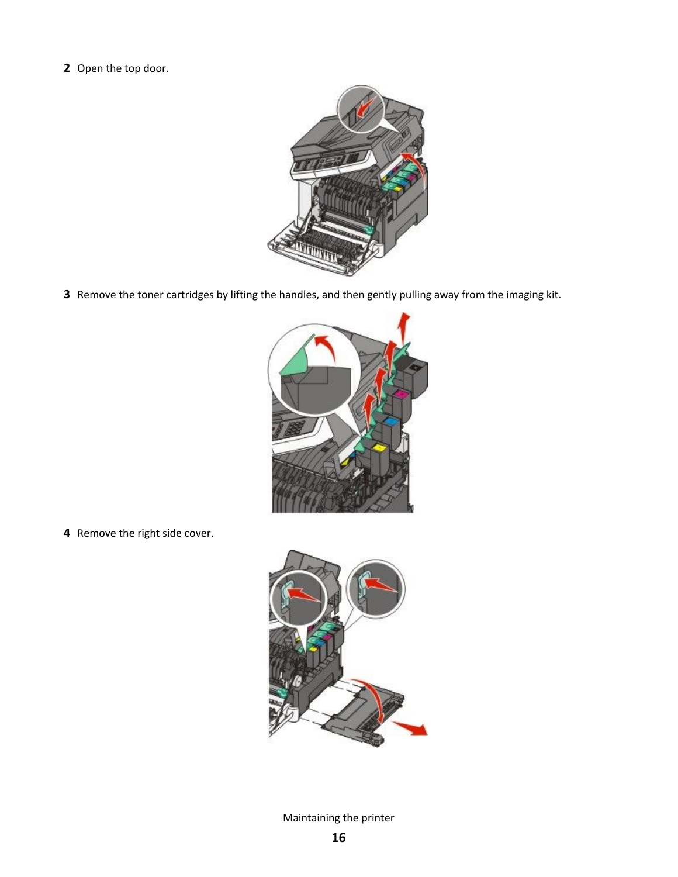2 Open the top door.

3 Remove the toner cartridges by lifting the handles, and then gently pulling away from the imaging kit.

4 Remove the right side cover.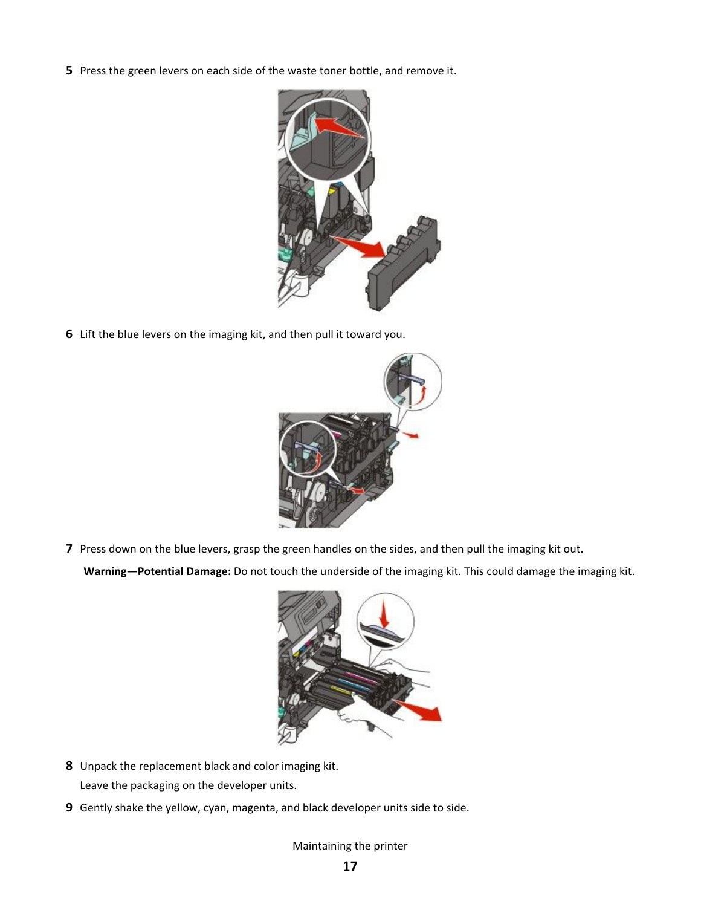5. Press the green levers on each side of the waste toner bottle, and remove it.

6. Lift the blue levers on the imaging kit, and then pull it toward you.

7. Press down on the blue levers, grasp the green handles on the sides, and then pull the imaging kit out.

   **Warning—Potential Damage:** Do not touch the underside of the imaging kit. This could damage the imaging kit.

8. Unpack the replacement black and color imaging kit.

   Leave the packaging on the developer units.

9. Gently shake the yellow, cyan, magenta, and black developer units side to side.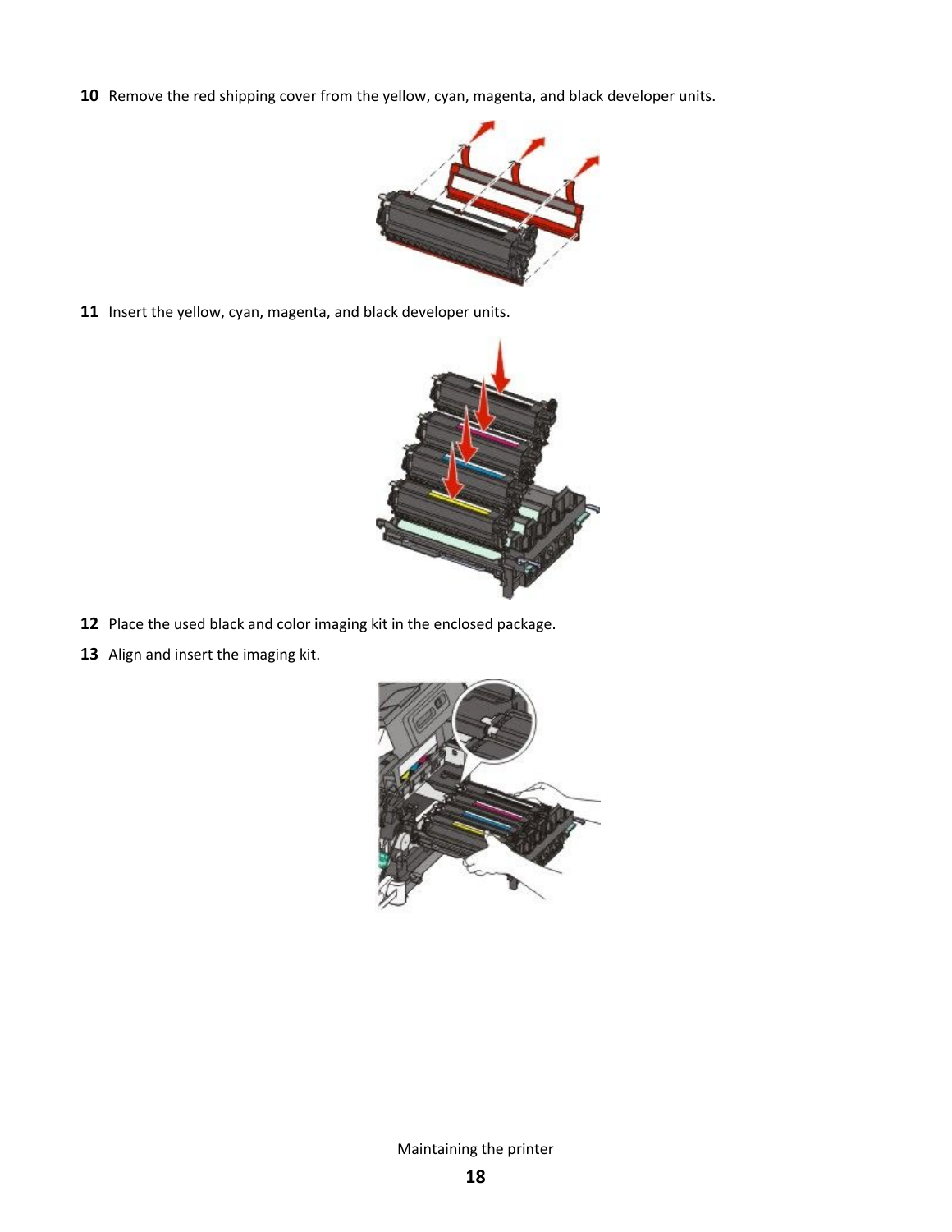10 Remove the red shipping cover from the yellow, cyan, magenta, and black developer units.

11 Insert the yellow, cyan, magenta, and black developer units.

12 Place the used black and color imaging kit in the enclosed package.

13 Align and insert the imaging kit.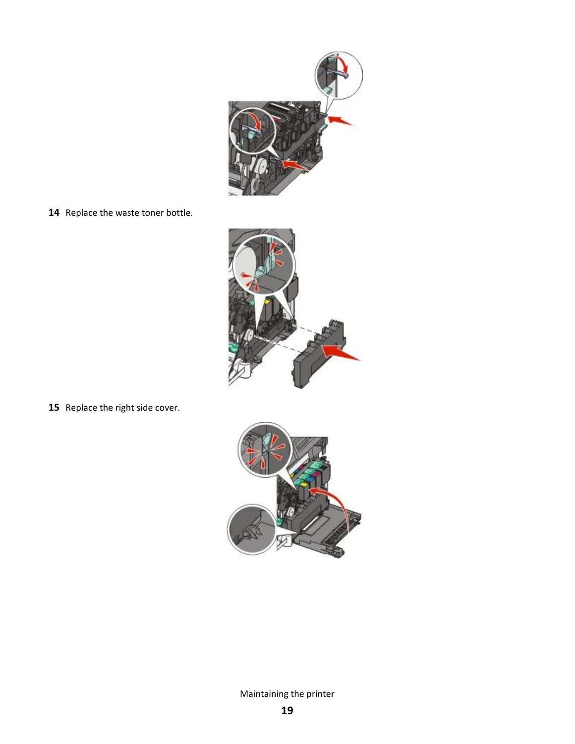14 Replace the waste toner bottle.

15 Replace the right side cover.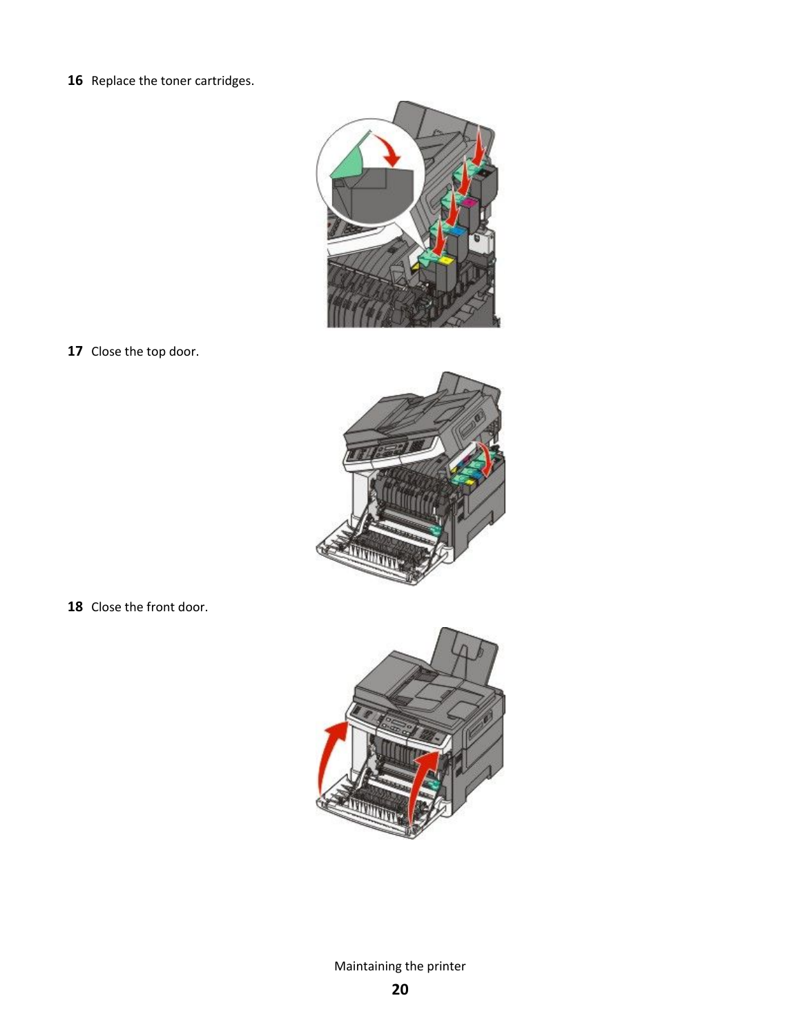16 Replace the toner cartridges.

17 Close the top door.

18 Close the front door.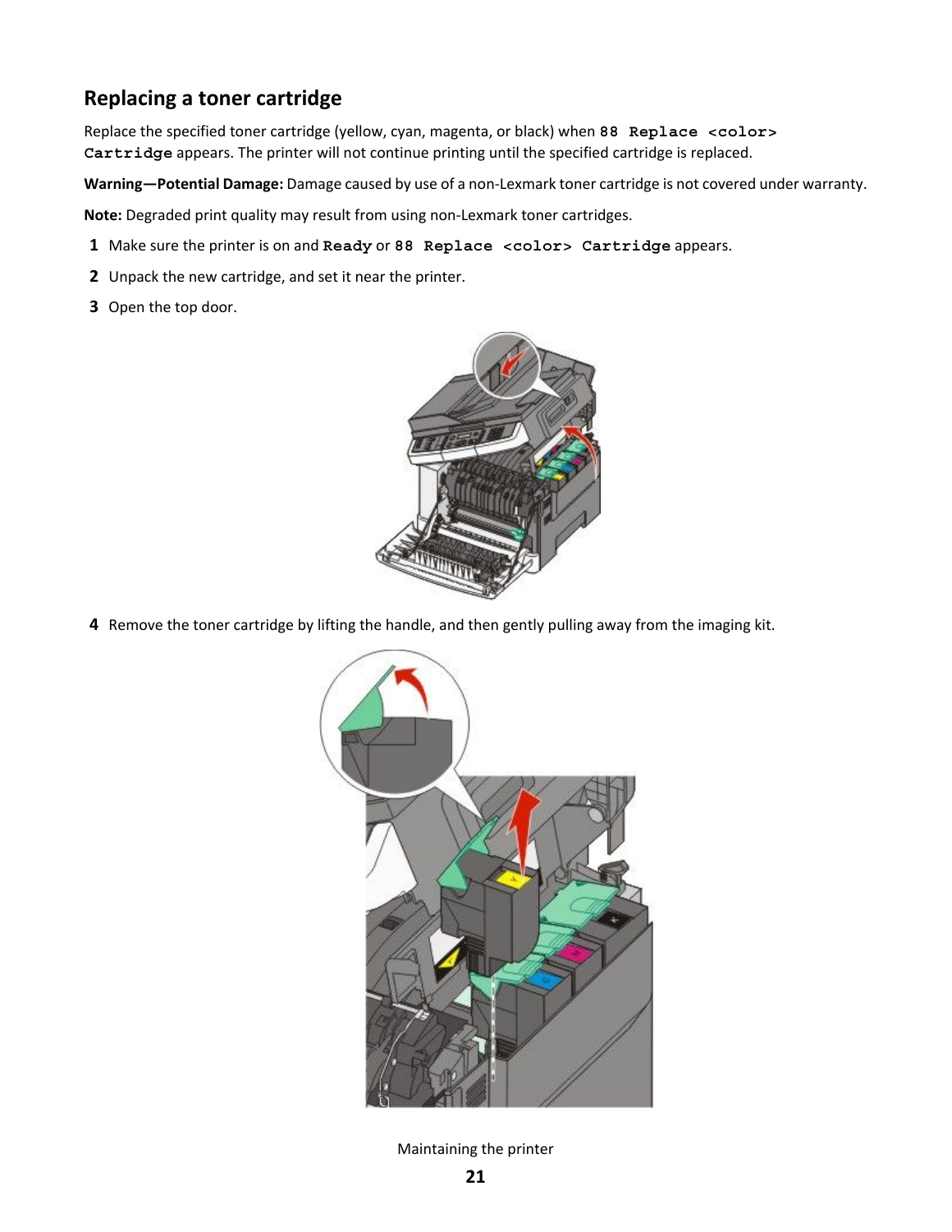## Replacing a toner cartridge

Replace the specified toner cartridge (yellow, cyan, magenta, or black) when `88 Replace <color> Cartridge` appears. The printer will not continue printing until the specified cartridge is replaced.

**Warning—Potential Damage:** Damage caused by use of a non-Lexmark toner cartridge is not covered under warranty.

**Note:** Degraded print quality may result from using non-Lexmark toner cartridges.

1. Make sure the printer is on and `Ready` or `88 Replace <color> Cartridge` appears.
2. Unpack the new cartridge, and set it near the printer.
3. Open the top door.
4. Remove the toner cartridge by lifting the handle, and then gently pulling away from the imaging kit.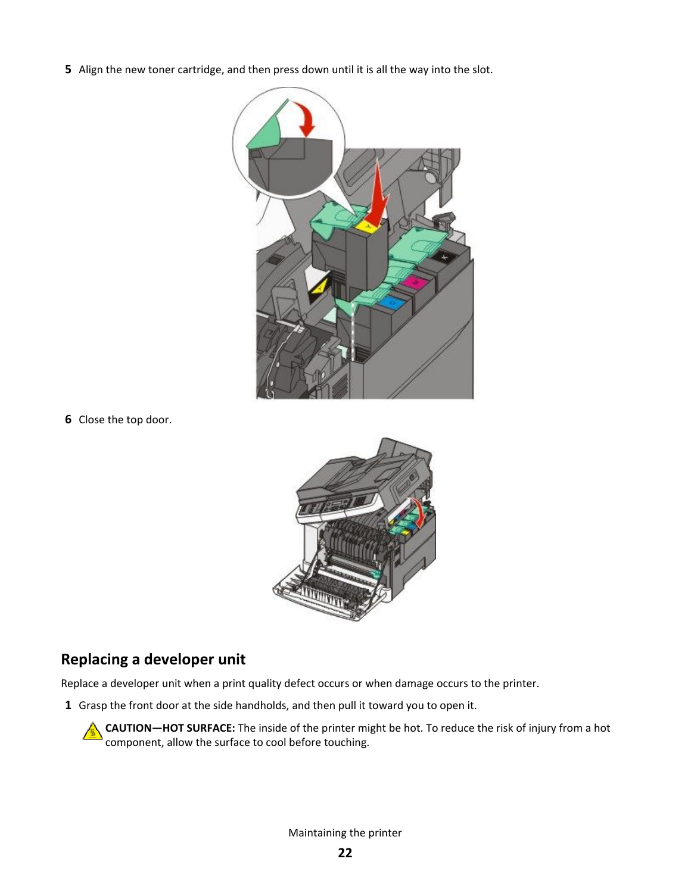5 Align the new toner cartridge, and then press down until it is all the way into the slot.

6 Close the top door.

## Replacing a developer unit

Replace a developer unit when a print quality defect occurs or when damage occurs to the printer.

1 Grasp the front door at the side handholds, and then pull it toward you to open it.

**CAUTION—HOT SURFACE:** The inside of the printer might be hot. To reduce the risk of injury from a hot component, allow the surface to cool before touching.

Maintaining the printer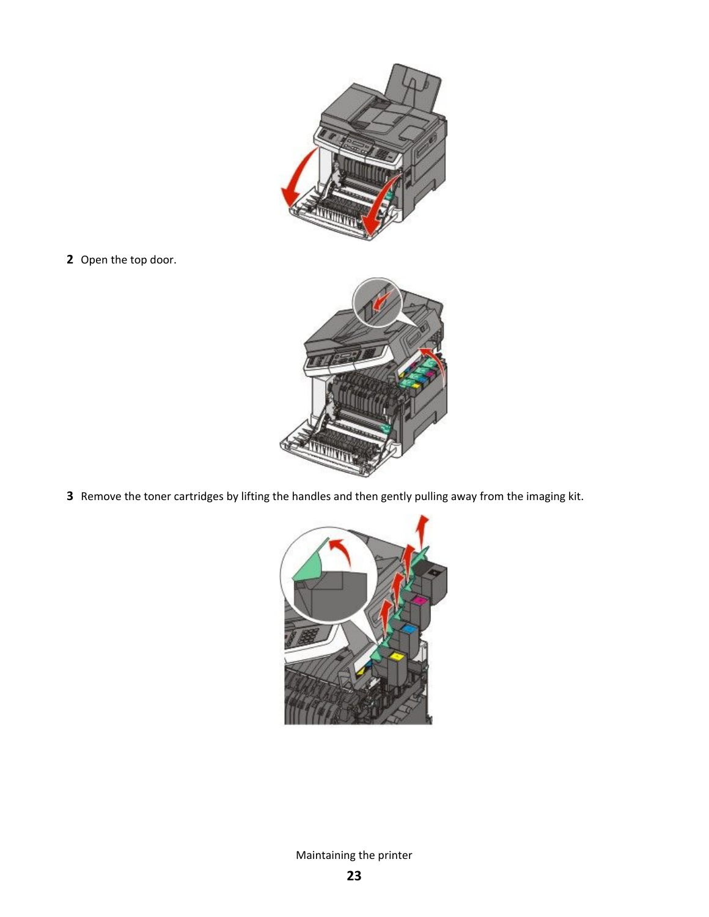2 Open the top door.

3 Remove the toner cartridges by lifting the handles and then gently pulling away from the imaging kit.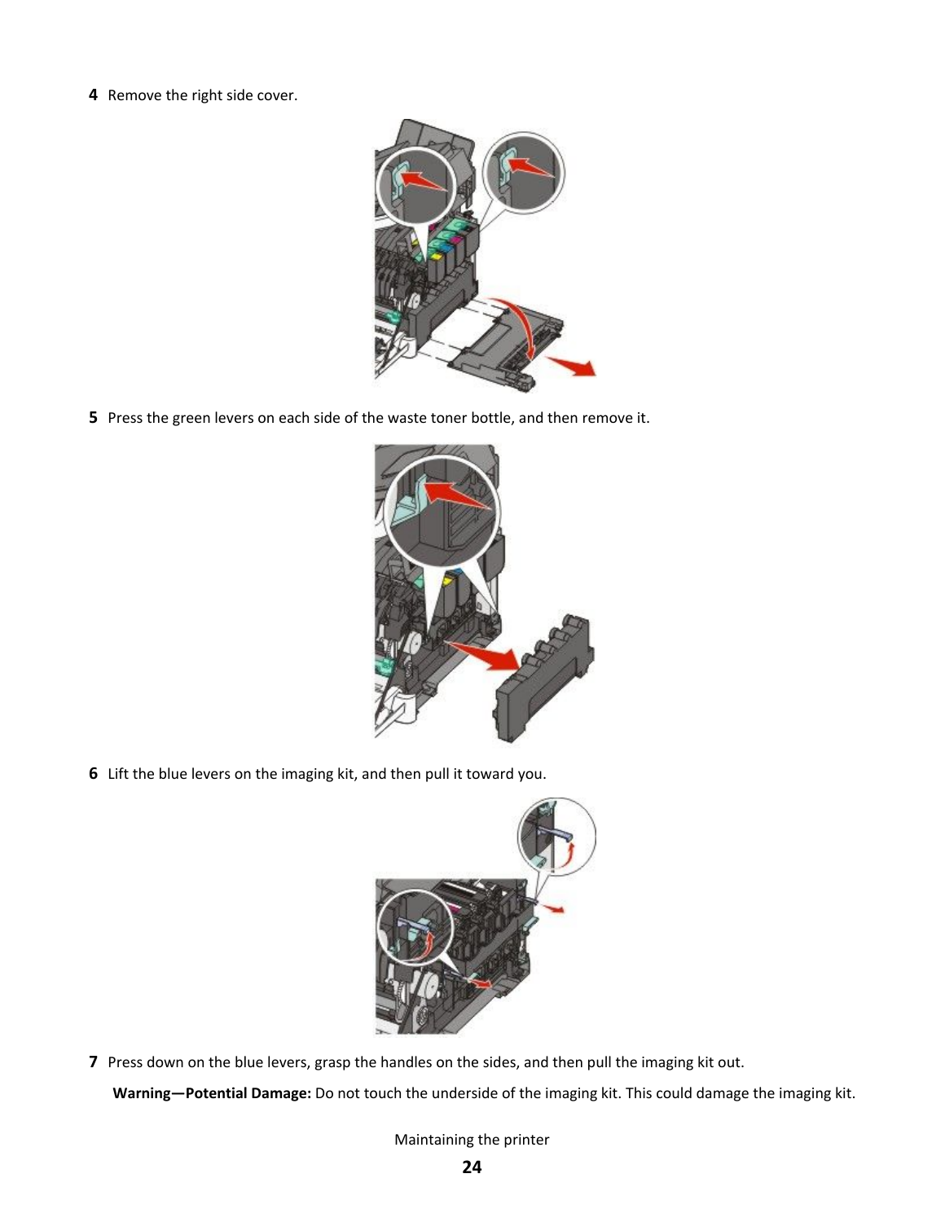4. Remove the right side cover.

5. Press the green levers on each side of the waste toner bottle, and then remove it.

6. Lift the blue levers on the imaging kit, and then pull it toward you.

7. Press down on the blue levers, grasp the handles on the sides, and then pull the imaging kit out.

   **Warning—Potential Damage:** Do not touch the underside of the imaging kit. This could damage the imaging kit.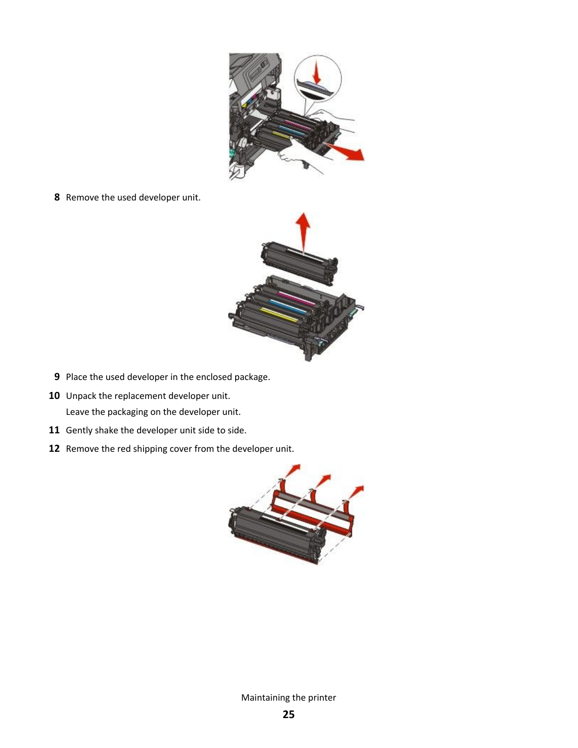8 Remove the used developer unit.

9 Place the used developer in the enclosed package.

10 Unpack the replacement developer unit.

   Leave the packaging on the developer unit.

11 Gently shake the developer unit side to side.

12 Remove the red shipping cover from the developer unit.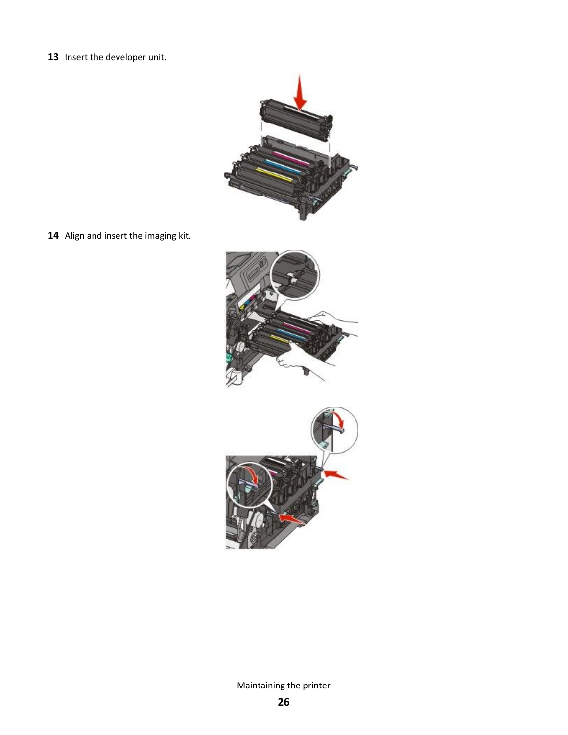13 Insert the developer unit.

14 Align and insert the imaging kit.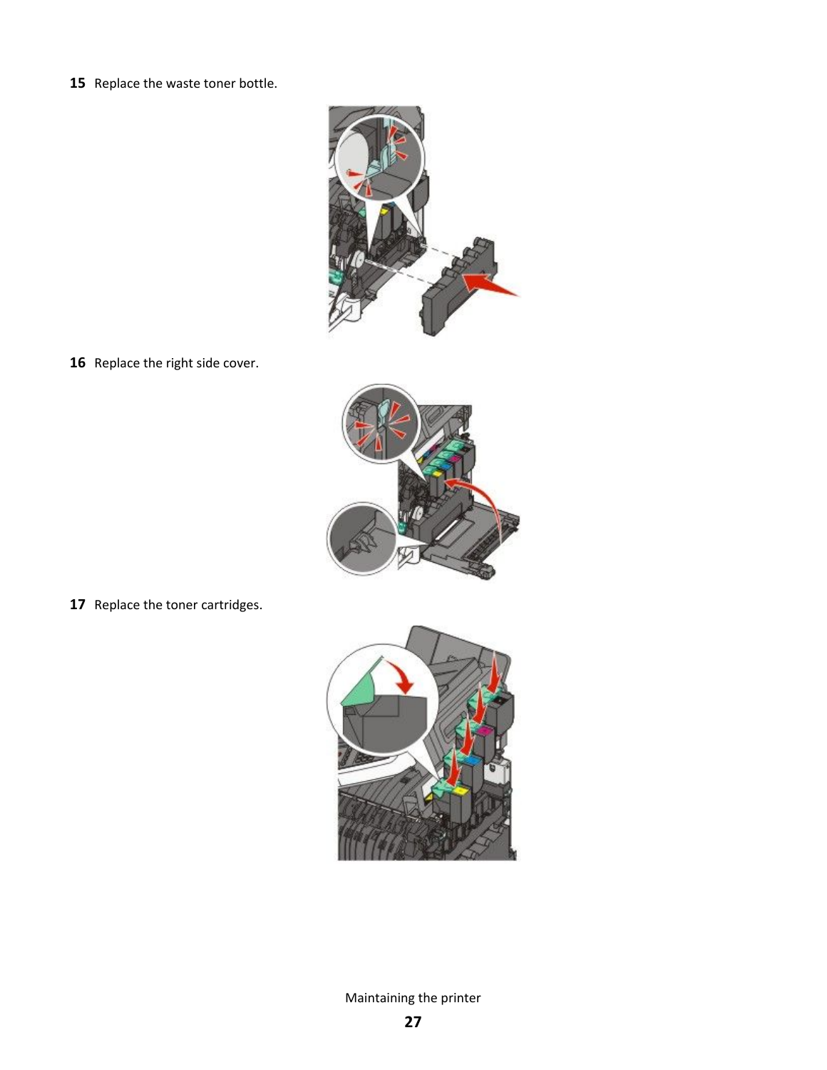15 Replace the waste toner bottle.

16 Replace the right side cover.

17 Replace the toner cartridges.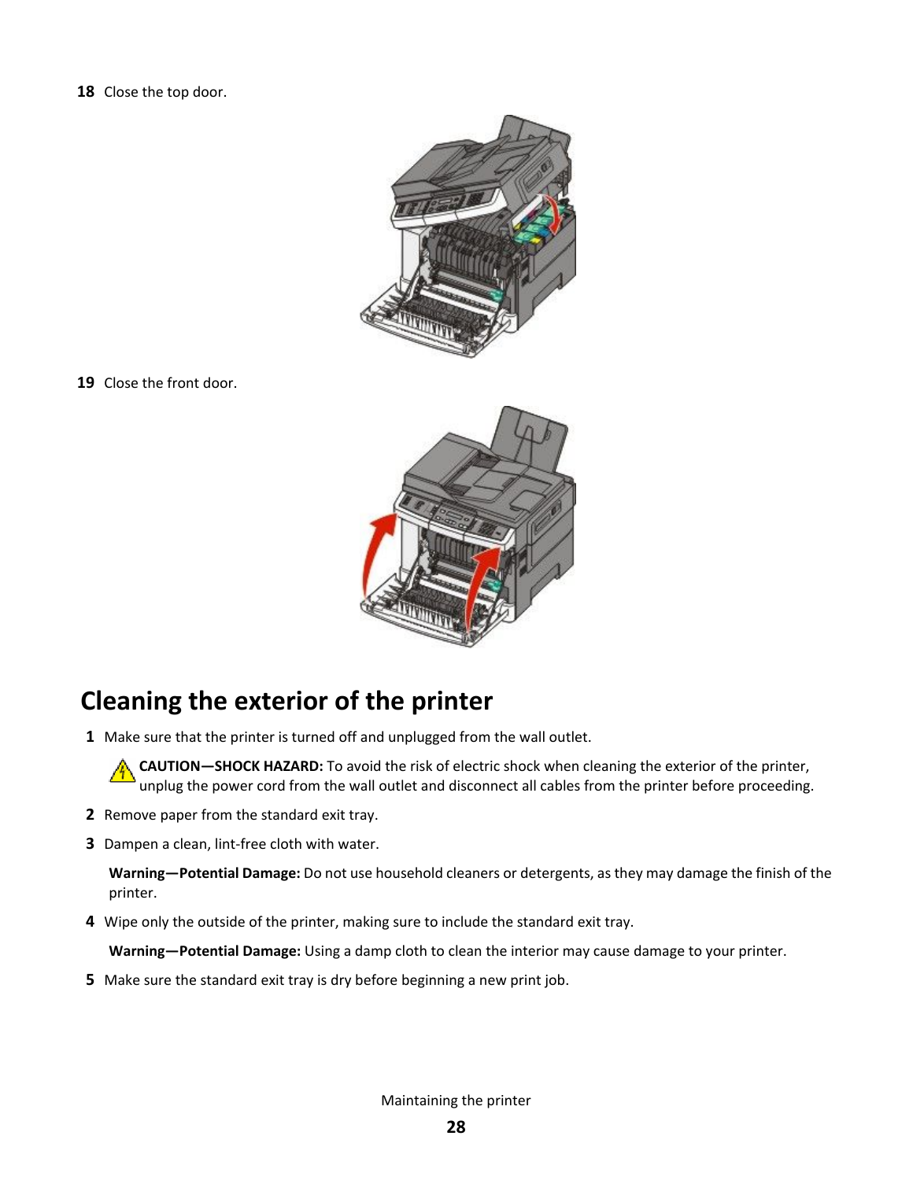18 Close the top door.

19 Close the front door.

## Cleaning the exterior of the printer

1 Make sure that the printer is turned off and unplugged from the wall outlet.

   **CAUTION—SHOCK HAZARD:** To avoid the risk of electric shock when cleaning the exterior of the printer, unplug the power cord from the wall outlet and disconnect all cables from the printer before proceeding.

2 Remove paper from the standard exit tray.

3 Dampen a clean, lint-free cloth with water.

   **Warning—Potential Damage:** Do not use household cleaners or detergents, as they may damage the finish of the printer.

4 Wipe only the outside of the printer, making sure to include the standard exit tray.

   **Warning—Potential Damage:** Using a damp cloth to clean the interior may cause damage to your printer.

5 Make sure the standard exit tray is dry before beginning a new print job.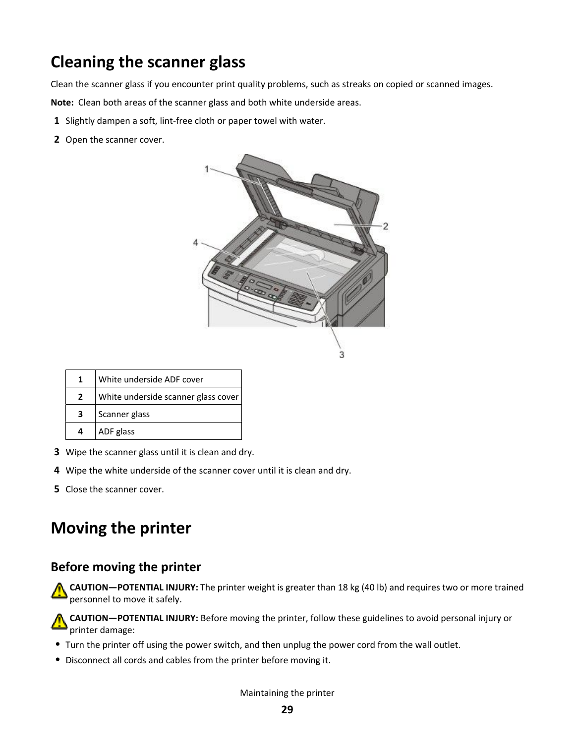# Cleaning the scanner glass

Clean the scanner glass if you encounter print quality problems, such as streaks on copied or scanned images.

**Note:** Clean both areas of the scanner glass and both white underside areas.

1. Slightly dampen a soft, lint-free cloth or paper towel with water.
2. Open the scanner cover.

| 1 | White underside ADF cover |
|---|---|
| 2 | White underside scanner glass cover |
| 3 | Scanner glass |
| 4 | ADF glass |

3. Wipe the scanner glass until it is clean and dry.
4. Wipe the white underside of the scanner cover until it is clean and dry.
5. Close the scanner cover.

# Moving the printer

## Before moving the printer

**CAUTION—POTENTIAL INJURY:** The printer weight is greater than 18 kg (40 lb) and requires two or more trained personnel to move it safely.

**CAUTION—POTENTIAL INJURY:** Before moving the printer, follow these guidelines to avoid personal injury or printer damage:

- Turn the printer off using the power switch, and then unplug the power cord from the wall outlet.
- Disconnect all cords and cables from the printer before moving it.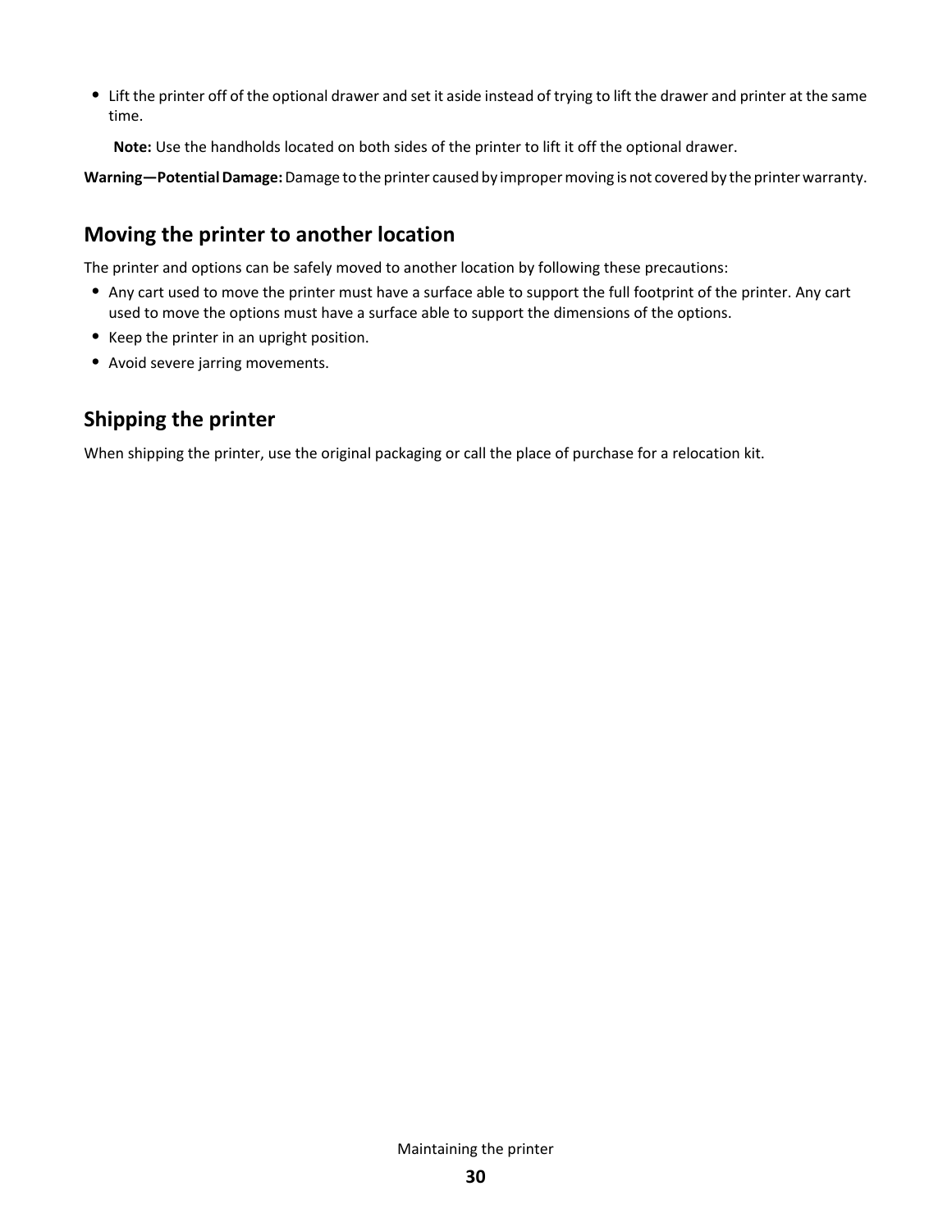- Lift the printer off of the optional drawer and set it aside instead of trying to lift the drawer and printer at the same time.

  **Note:** Use the handholds located on both sides of the printer to lift it off the optional drawer.

**Warning—Potential Damage:** Damage to the printer caused by improper moving is not covered by the printer warranty.

## Moving the printer to another location

The printer and options can be safely moved to another location by following these precautions:

- Any cart used to move the printer must have a surface able to support the full footprint of the printer. Any cart used to move the options must have a surface able to support the dimensions of the options.
- Keep the printer in an upright position.
- Avoid severe jarring movements.

## Shipping the printer

When shipping the printer, use the original packaging or call the place of purchase for a relocation kit.